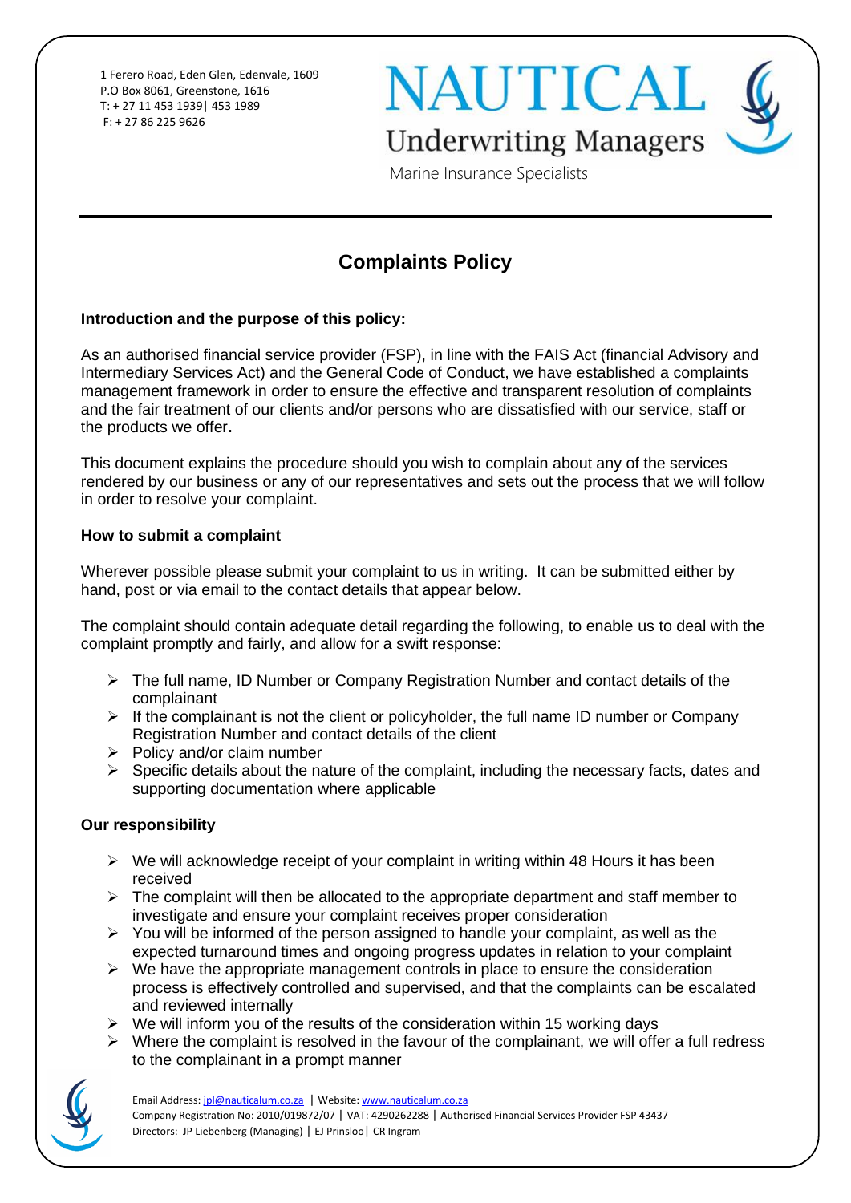1 Ferero Road, Eden Glen, Edenvale, 1609
P.O Box 8061, Greenstone, 1616
T: + 27 11 453 1939| 453 1989
F: + 27 86 225 9626

NAUTICAL
Underwriting Managers
Marine Insurance Specialists

# Complaints Policy

**Introduction and the purpose of this policy:**

As an authorised financial service provider (FSP), in line with the FAIS Act (financial Advisory and Intermediary Services Act) and the General Code of Conduct, we have established a complaints management framework in order to ensure the effective and transparent resolution of complaints and the fair treatment of our clients and/or persons who are dissatisfied with our service, staff or the products we offer**.**

This document explains the procedure should you wish to complain about any of the services rendered by our business or any of our representatives and sets out the process that we will follow in order to resolve your complaint.

**How to submit a complaint**

Wherever possible please submit your complaint to us in writing. It can be submitted either by hand, post or via email to the contact details that appear below.

The complaint should contain adequate detail regarding the following, to enable us to deal with the complaint promptly and fairly, and allow for a swift response:

- The full name, ID Number or Company Registration Number and contact details of the complainant
- If the complainant is not the client or policyholder, the full name ID number or Company Registration Number and contact details of the client
- Policy and/or claim number
- Specific details about the nature of the complaint, including the necessary facts, dates and supporting documentation where applicable

**Our responsibility**

- We will acknowledge receipt of your complaint in writing within 48 Hours it has been received
- The complaint will then be allocated to the appropriate department and staff member to investigate and ensure your complaint receives proper consideration
- You will be informed of the person assigned to handle your complaint, as well as the expected turnaround times and ongoing progress updates in relation to your complaint
- We have the appropriate management controls in place to ensure the consideration process is effectively controlled and supervised, and that the complaints can be escalated and reviewed internally
- We will inform you of the results of the consideration within 15 working days
- Where the complaint is resolved in the favour of the complainant, we will offer a full redress to the complainant in a prompt manner

Email Address: jpl@nauticalum.co.za | Website: www.nauticalum.co.za
Company Registration No: 2010/019872/07 | VAT: 4290262288 | Authorised Financial Services Provider FSP 43437
Directors: JP Liebenberg (Managing) | EJ Prinsloo | CR Ingram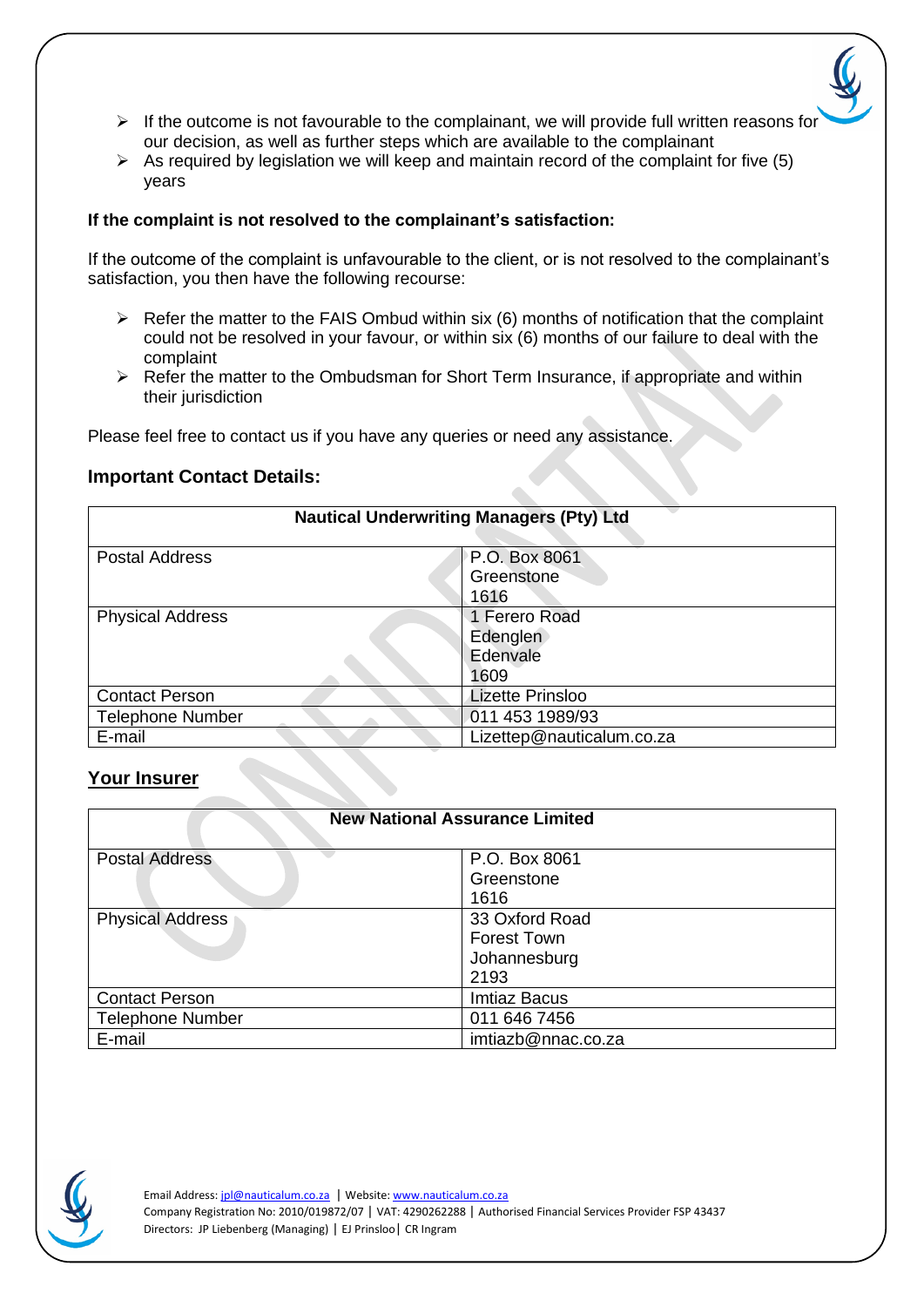- If the outcome is not favourable to the complainant, we will provide full written reasons for our decision, as well as further steps which are available to the complainant
- As required by legislation we will keep and maintain record of the complaint for five (5) years

**If the complaint is not resolved to the complainant's satisfaction:**

If the outcome of the complaint is unfavourable to the client, or is not resolved to the complainant's satisfaction, you then have the following recourse:

- Refer the matter to the FAIS Ombud within six (6) months of notification that the complaint could not be resolved in your favour, or within six (6) months of our failure to deal with the complaint
- Refer the matter to the Ombudsman for Short Term Insurance, if appropriate and within their jurisdiction

Please feel free to contact us if you have any queries or need any assistance.

### Important Contact Details:

| **Nautical Underwriting Managers (Pty) Ltd** | |
|---|---|
| Postal Address | P.O. Box 8061<br>Greenstone<br>1616 |
| Physical Address | 1 Ferero Road<br>Edenglen<br>Edenvale<br>1609 |
| Contact Person | Lizette Prinsloo |
| Telephone Number | 011 453 1989/93 |
| E-mail | Lizettep@nauticalum.co.za |

### <u>Your Insurer</u>

| **New National Assurance Limited** | |
|---|---|
| Postal Address | P.O. Box 8061<br>Greenstone<br>1616 |
| Physical Address | 33 Oxford Road<br>Forest Town<br>Johannesburg<br>2193 |
| Contact Person | Imtiaz Bacus |
| Telephone Number | 011 646 7456 |
| E-mail | imtiazb@nnac.co.za |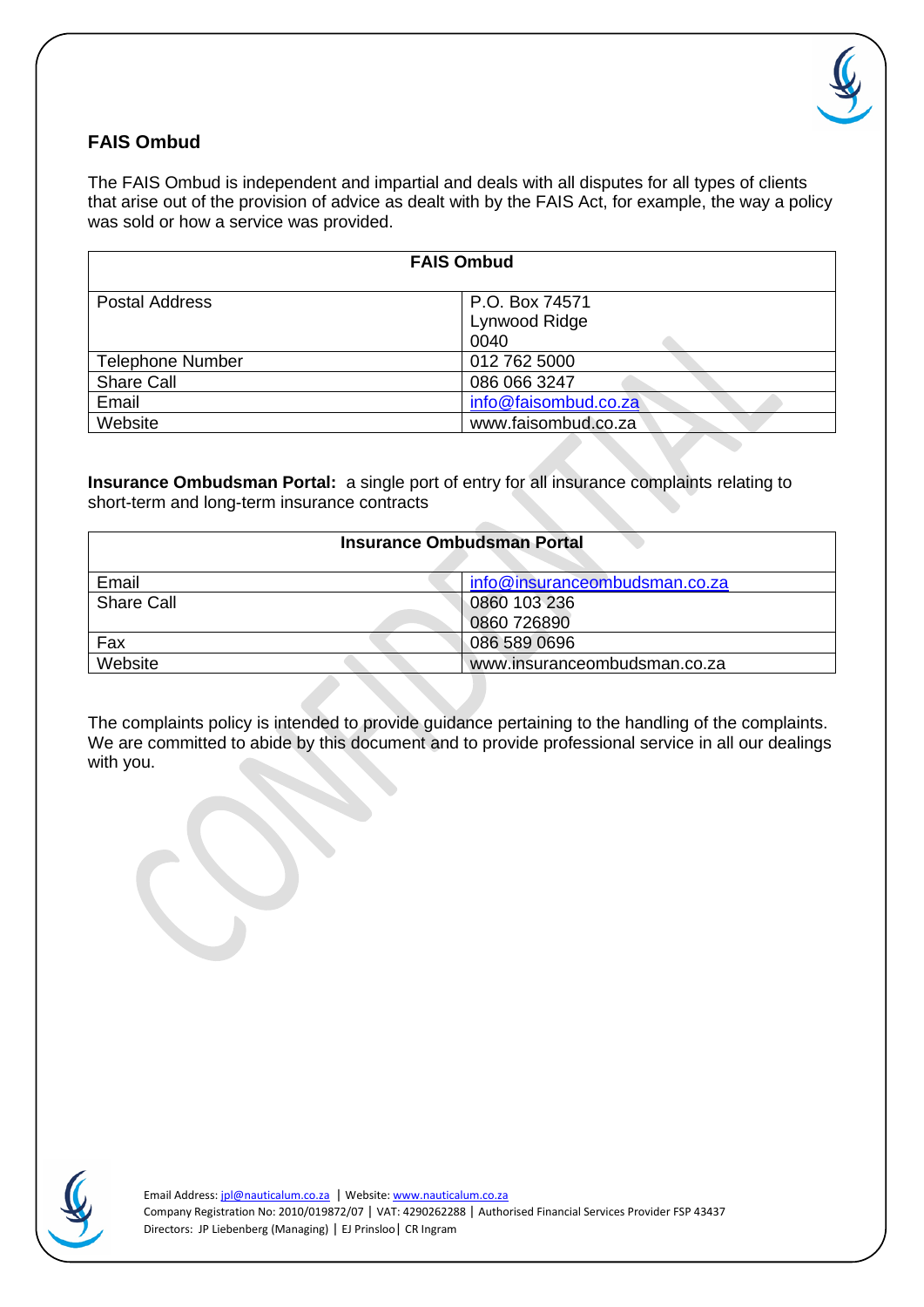## FAIS Ombud

The FAIS Ombud is independent and impartial and deals with all disputes for all types of clients that arise out of the provision of advice as dealt with by the FAIS Act, for example, the way a policy was sold or how a service was provided.

| FAIS Ombud | |
|---|---|
| Postal Address | P.O. Box 74571<br>Lynwood Ridge<br>0040 |
| Telephone Number | 012 762 5000 |
| Share Call | 086 066 3247 |
| Email | info@faisombud.co.za |
| Website | www.faisombud.co.za |

**Insurance Ombudsman Portal:** a single port of entry for all insurance complaints relating to short-term and long-term insurance contracts

| Insurance Ombudsman Portal | |
|---|---|
| Email | info@insuranceombudsman.co.za |
| Share Call | 0860 103 236<br>0860 726890 |
| Fax | 086 589 0696 |
| Website | www.insuranceombudsman.co.za |

The complaints policy is intended to provide guidance pertaining to the handling of the complaints. We are committed to abide by this document and to provide professional service in all our dealings with you.